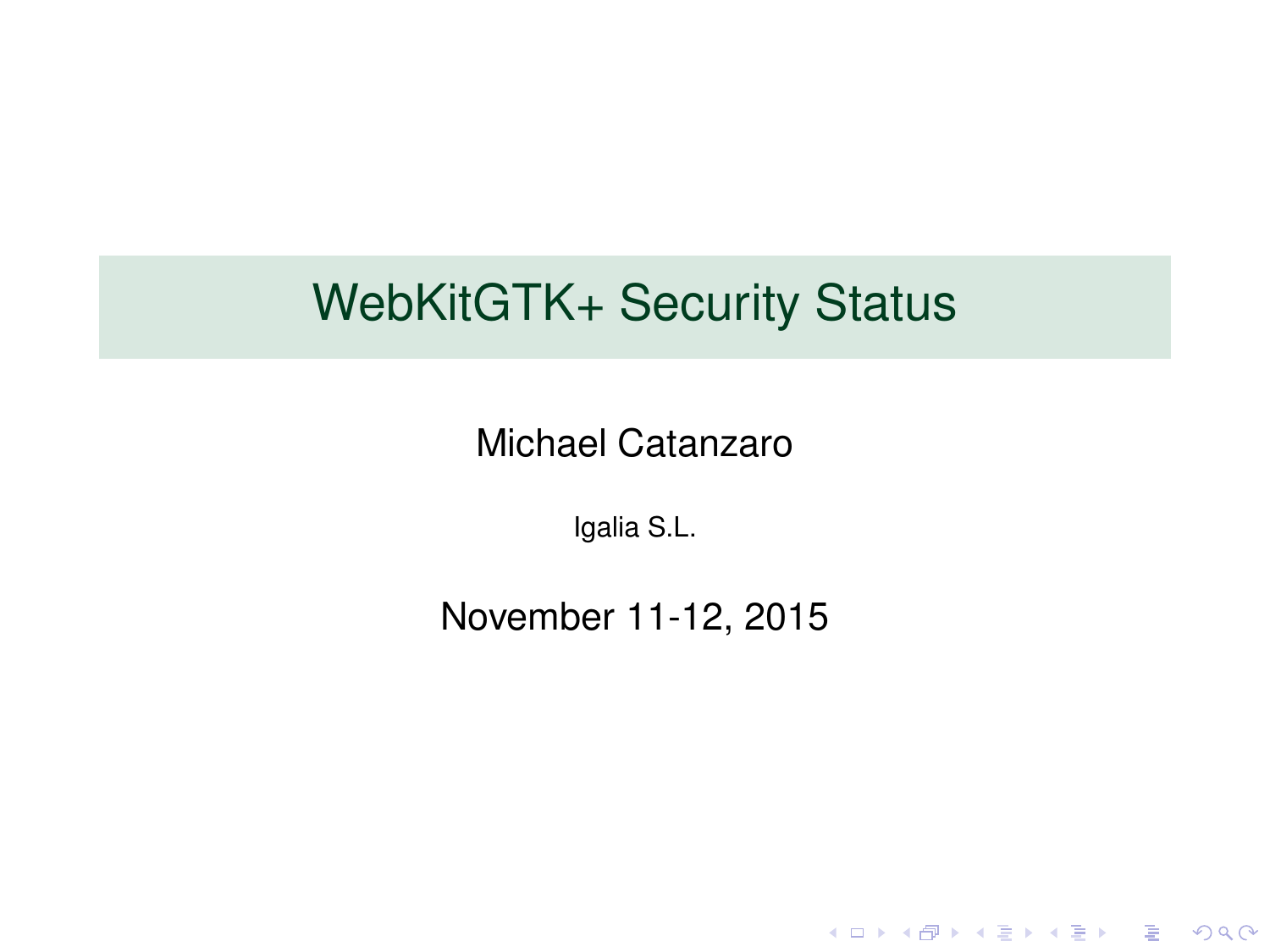# WebKitGTK+ Security Status

Michael Catanzaro

Igalia S.L.

November 11-12, 2015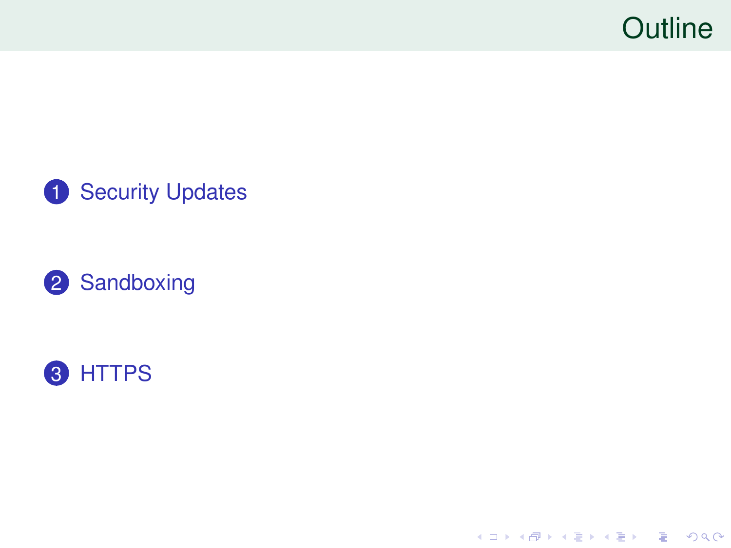# Outline

1. Security Updates
2. Sandboxing
3. HTTPS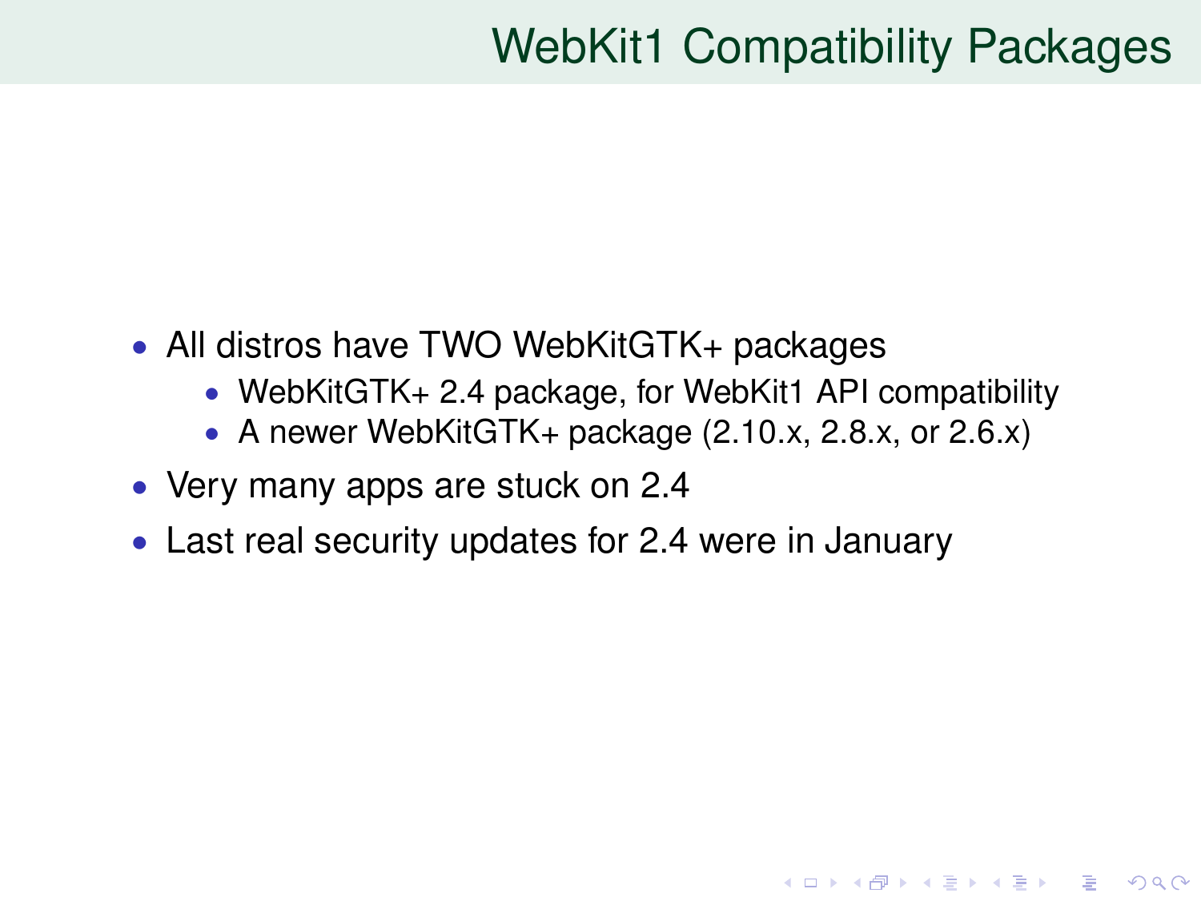# WebKit1 Compatibility Packages

- All distros have TWO WebKitGTK+ packages
  - WebKitGTK+ 2.4 package, for WebKit1 API compatibility
  - A newer WebKitGTK+ package (2.10.x, 2.8.x, or 2.6.x)
- Very many apps are stuck on 2.4
- Last real security updates for 2.4 were in January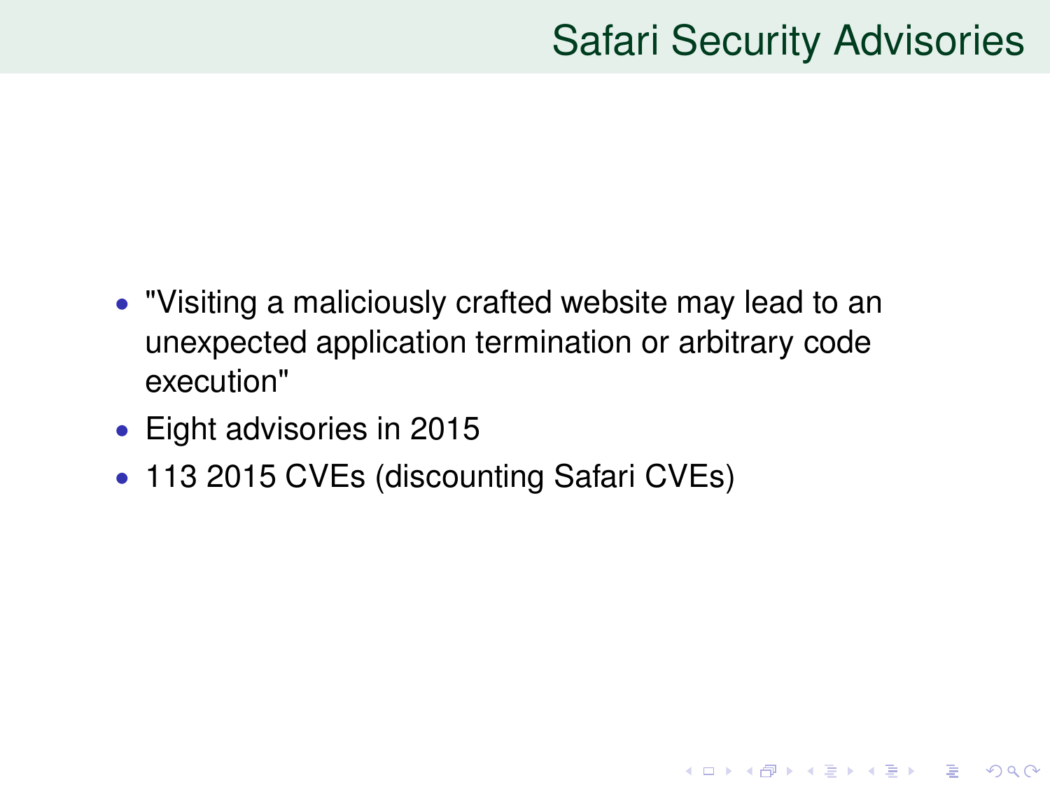# Safari Security Advisories

- "Visiting a maliciously crafted website may lead to an unexpected application termination or arbitrary code execution"
- Eight advisories in 2015
- 113 2015 CVEs (discounting Safari CVEs)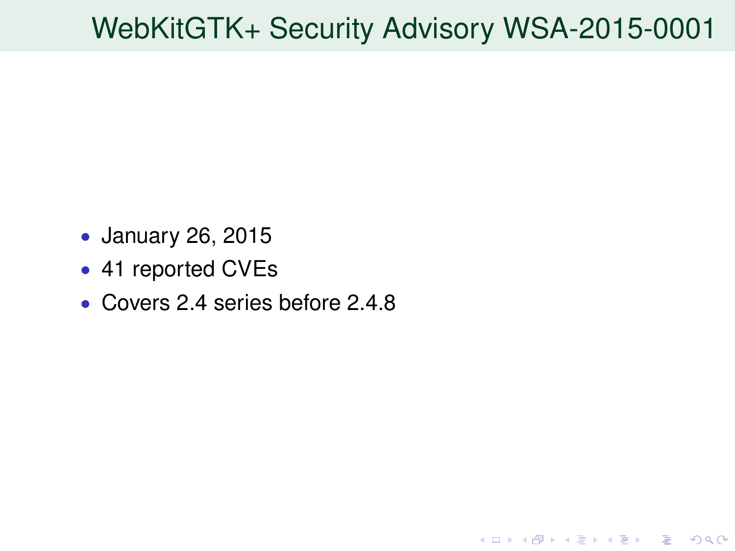# WebKitGTK+ Security Advisory WSA-2015-0001

- January 26, 2015
- 41 reported CVEs
- Covers 2.4 series before 2.4.8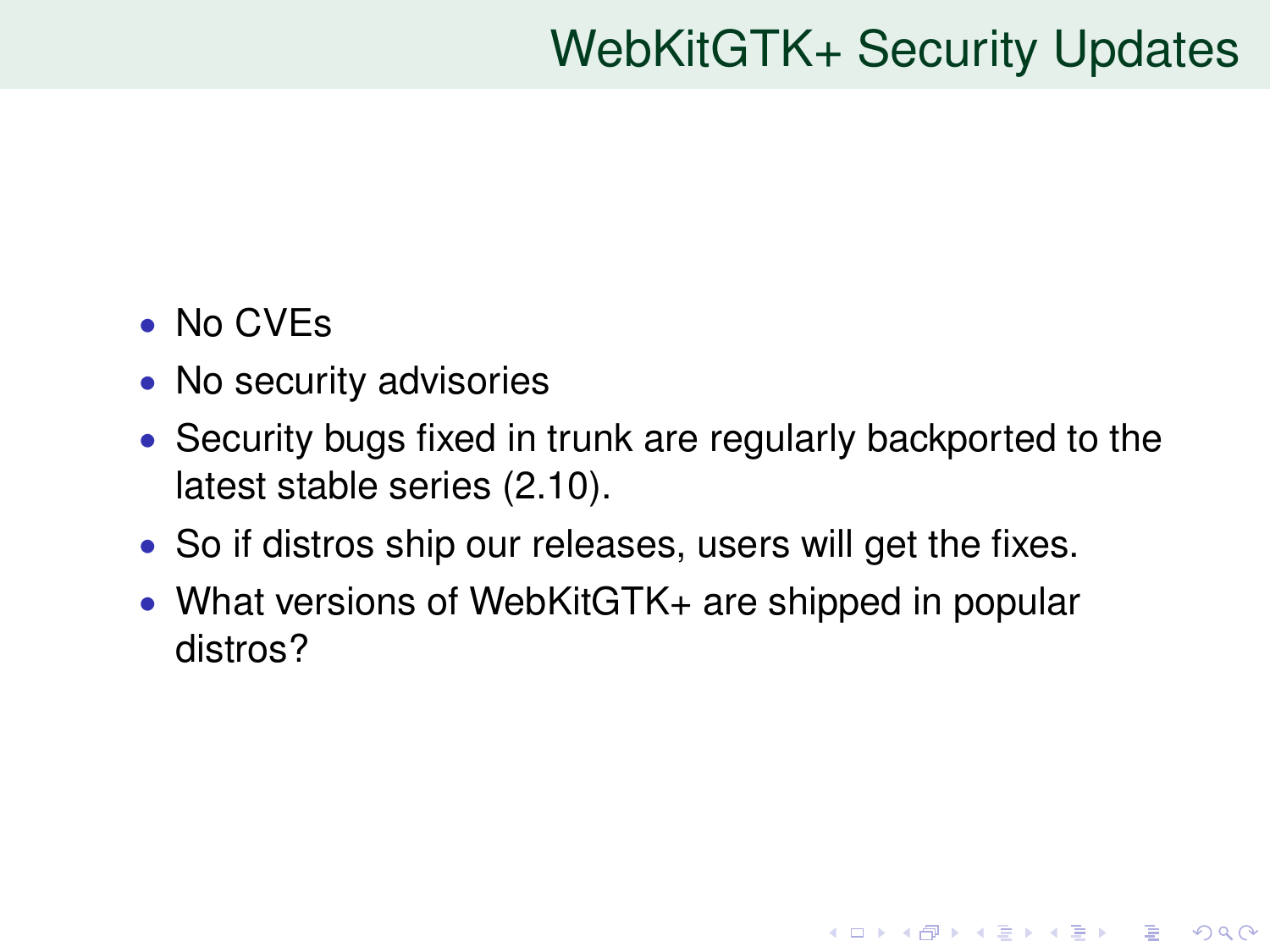# WebKitGTK+ Security Updates

- No CVEs
- No security advisories
- Security bugs fixed in trunk are regularly backported to the latest stable series (2.10).
- So if distros ship our releases, users will get the fixes.
- What versions of WebKitGTK+ are shipped in popular distros?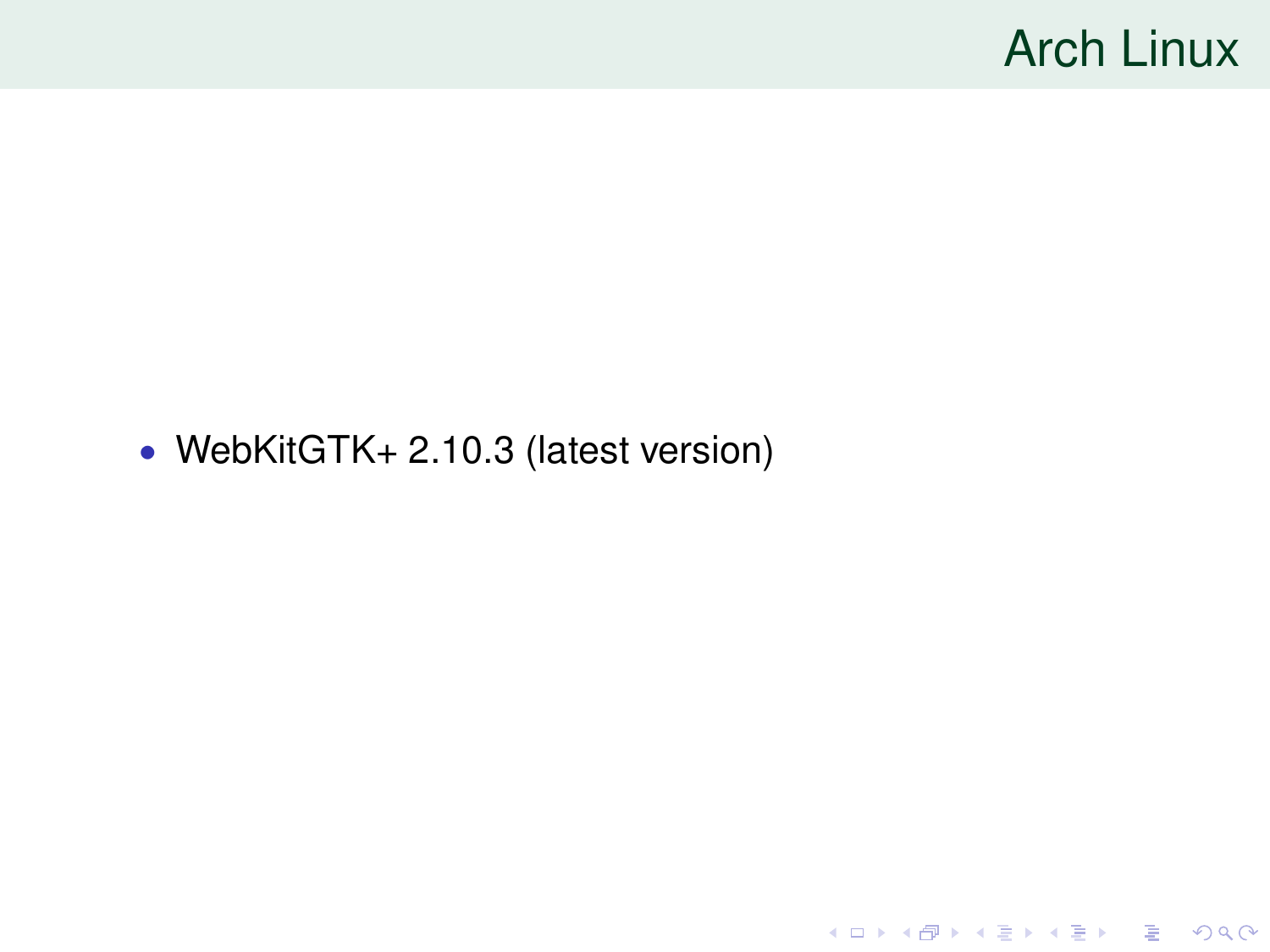# Arch Linux

- WebKitGTK+ 2.10.3 (latest version)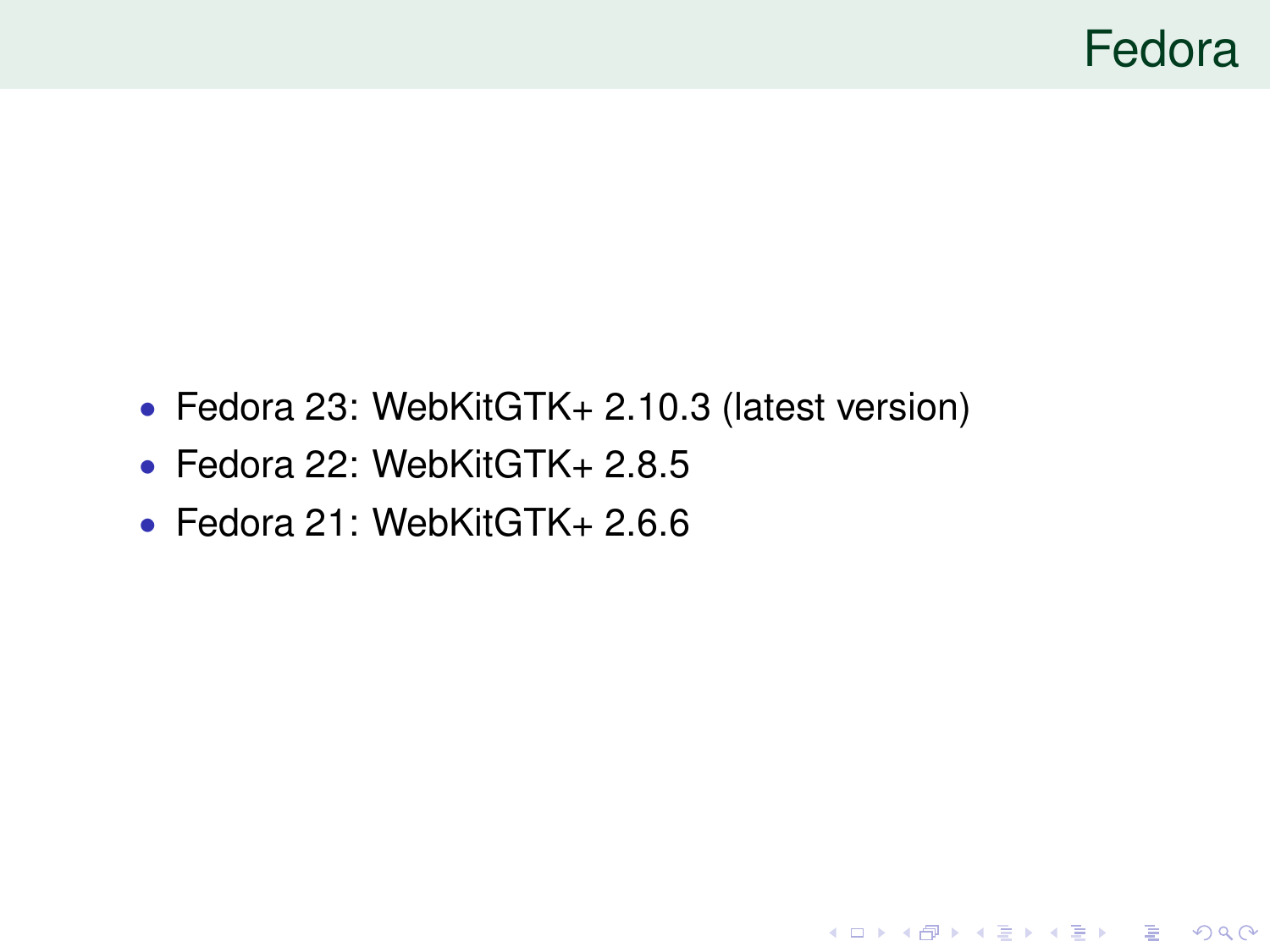# Fedora

- Fedora 23: WebKitGTK+ 2.10.3 (latest version)
- Fedora 22: WebKitGTK+ 2.8.5
- Fedora 21: WebKitGTK+ 2.6.6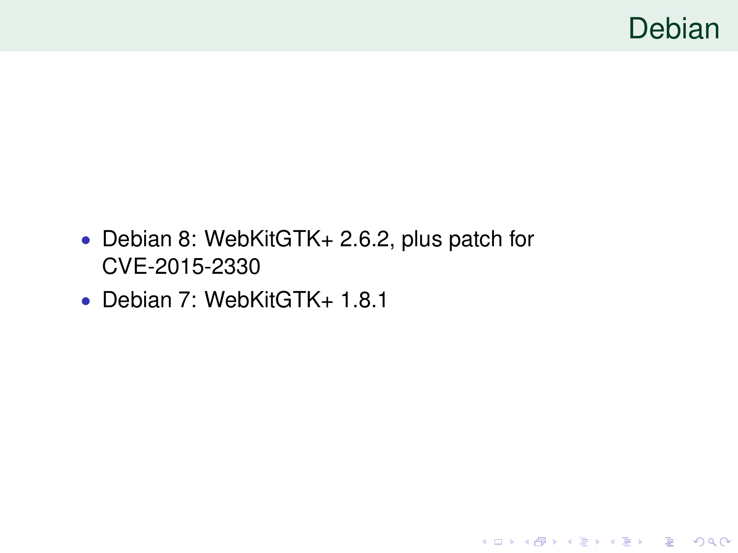# Debian

- Debian 8: WebKitGTK+ 2.6.2, plus patch for CVE-2015-2330
- Debian 7: WebKitGTK+ 1.8.1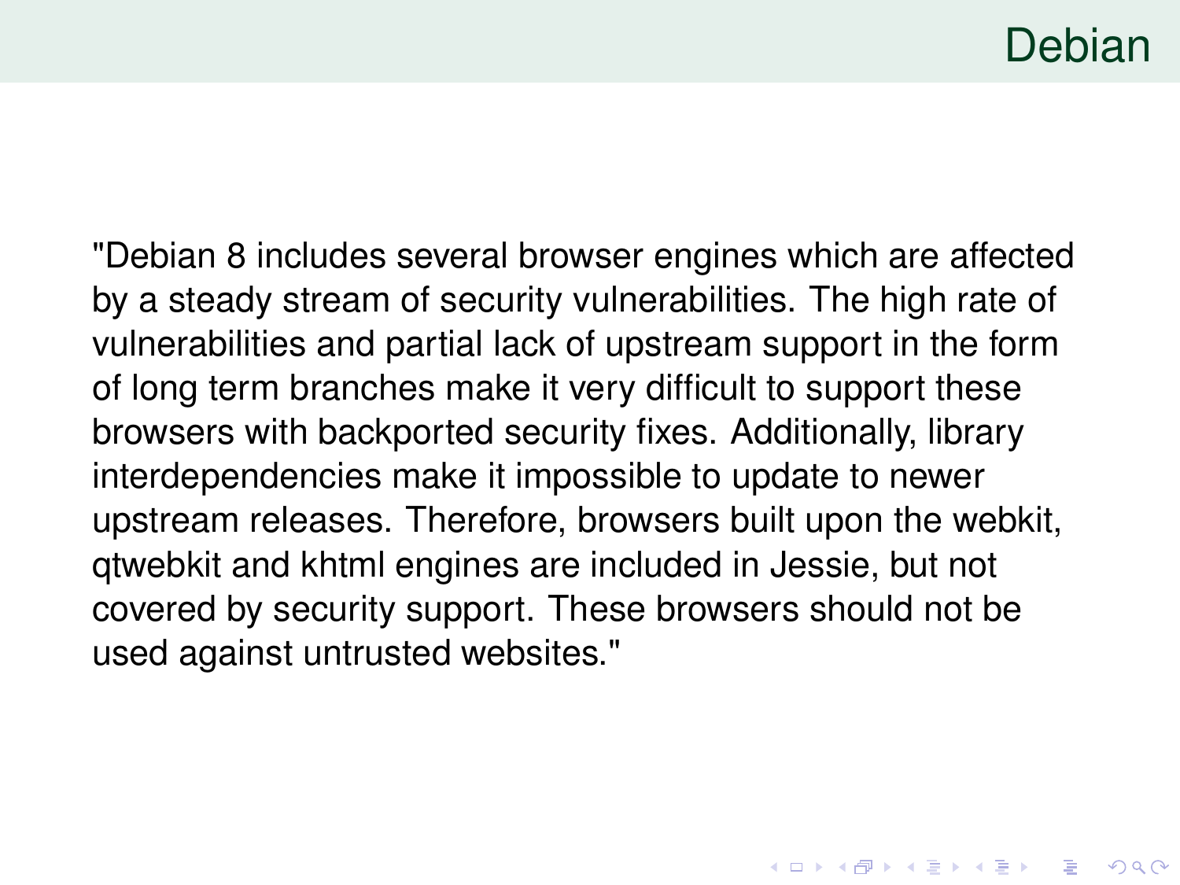# Debian

"Debian 8 includes several browser engines which are affected by a steady stream of security vulnerabilities. The high rate of vulnerabilities and partial lack of upstream support in the form of long term branches make it very difficult to support these browsers with backported security fixes. Additionally, library interdependencies make it impossible to update to newer upstream releases. Therefore, browsers built upon the webkit, qtwebkit and khtml engines are included in Jessie, but not covered by security support. These browsers should not be used against untrusted websites."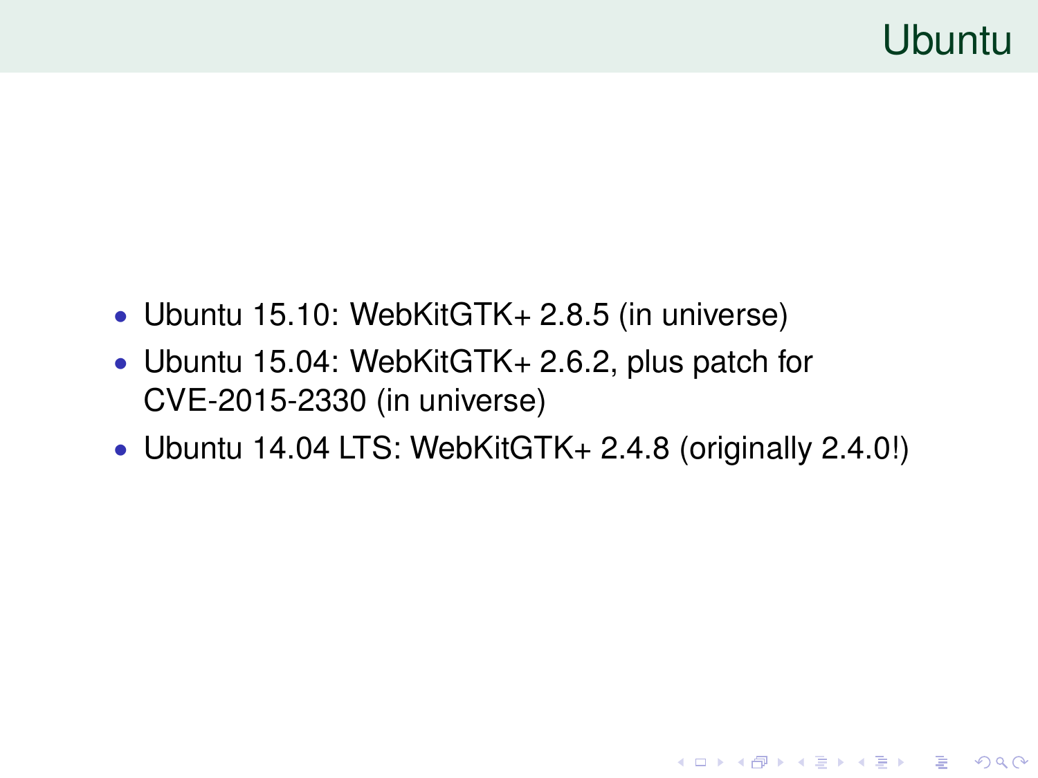# Ubuntu

- Ubuntu 15.10: WebKitGTK+ 2.8.5 (in universe)
- Ubuntu 15.04: WebKitGTK+ 2.6.2, plus patch for CVE-2015-2330 (in universe)
- Ubuntu 14.04 LTS: WebKitGTK+ 2.4.8 (originally 2.4.0!)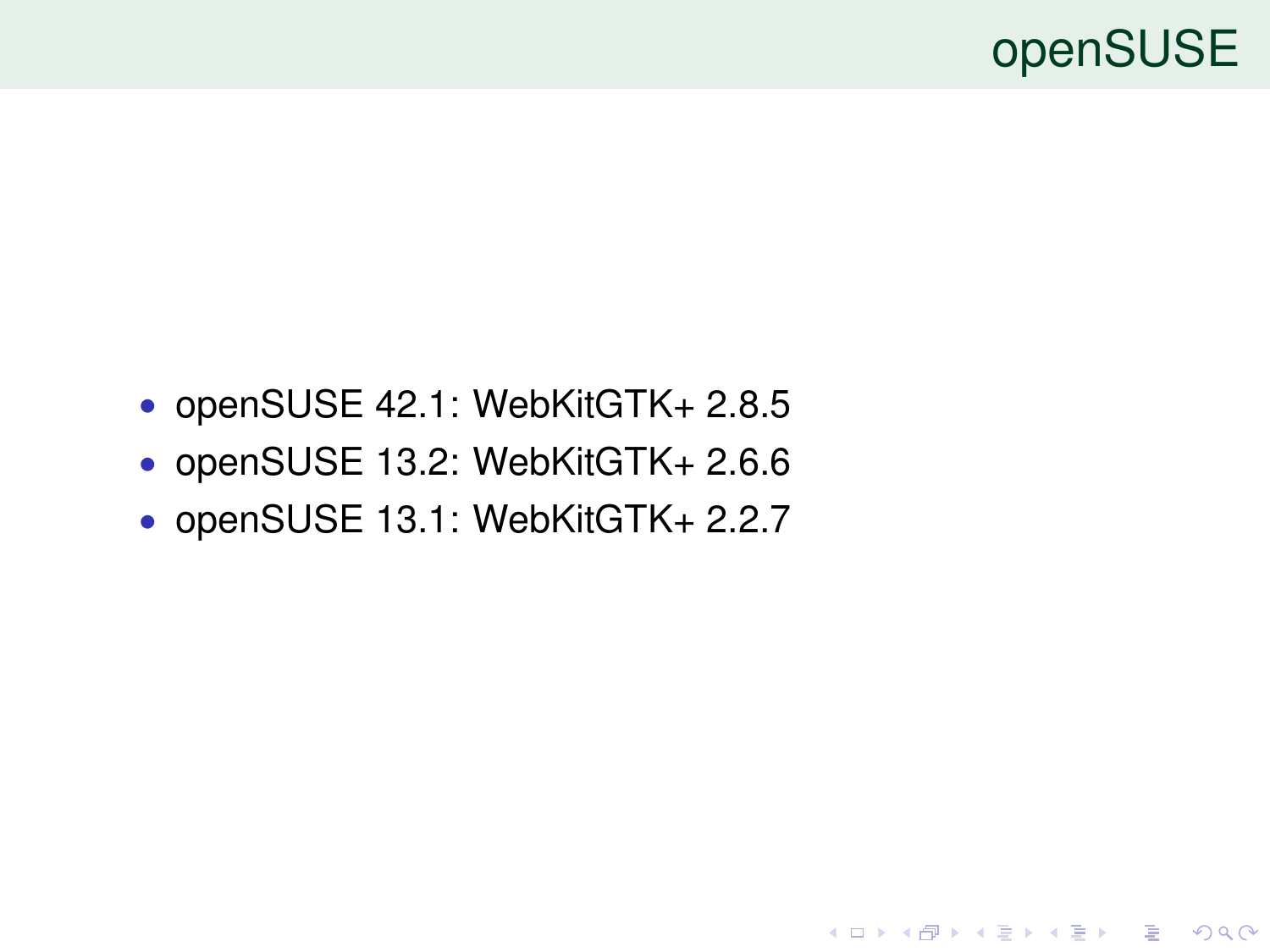# openSUSE

- openSUSE 42.1: WebKitGTK+ 2.8.5
- openSUSE 13.2: WebKitGTK+ 2.6.6
- openSUSE 13.1: WebKitGTK+ 2.2.7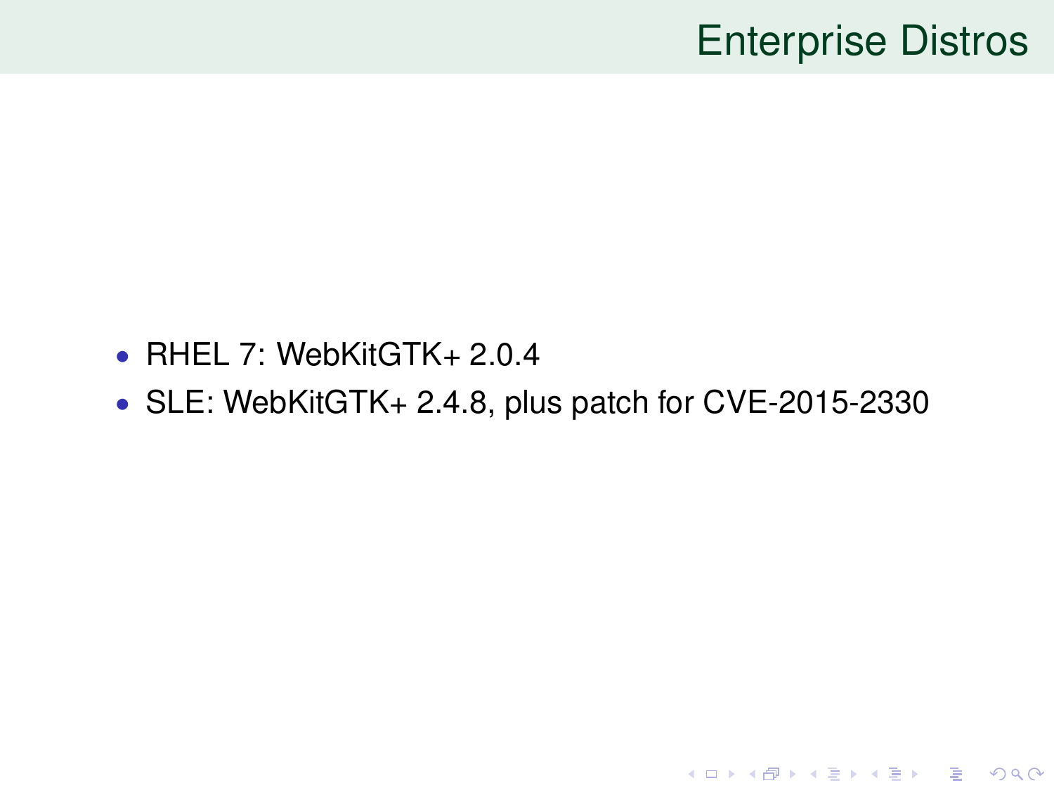# Enterprise Distros

- RHEL 7: WebKitGTK+ 2.0.4
- SLE: WebKitGTK+ 2.4.8, plus patch for CVE-2015-2330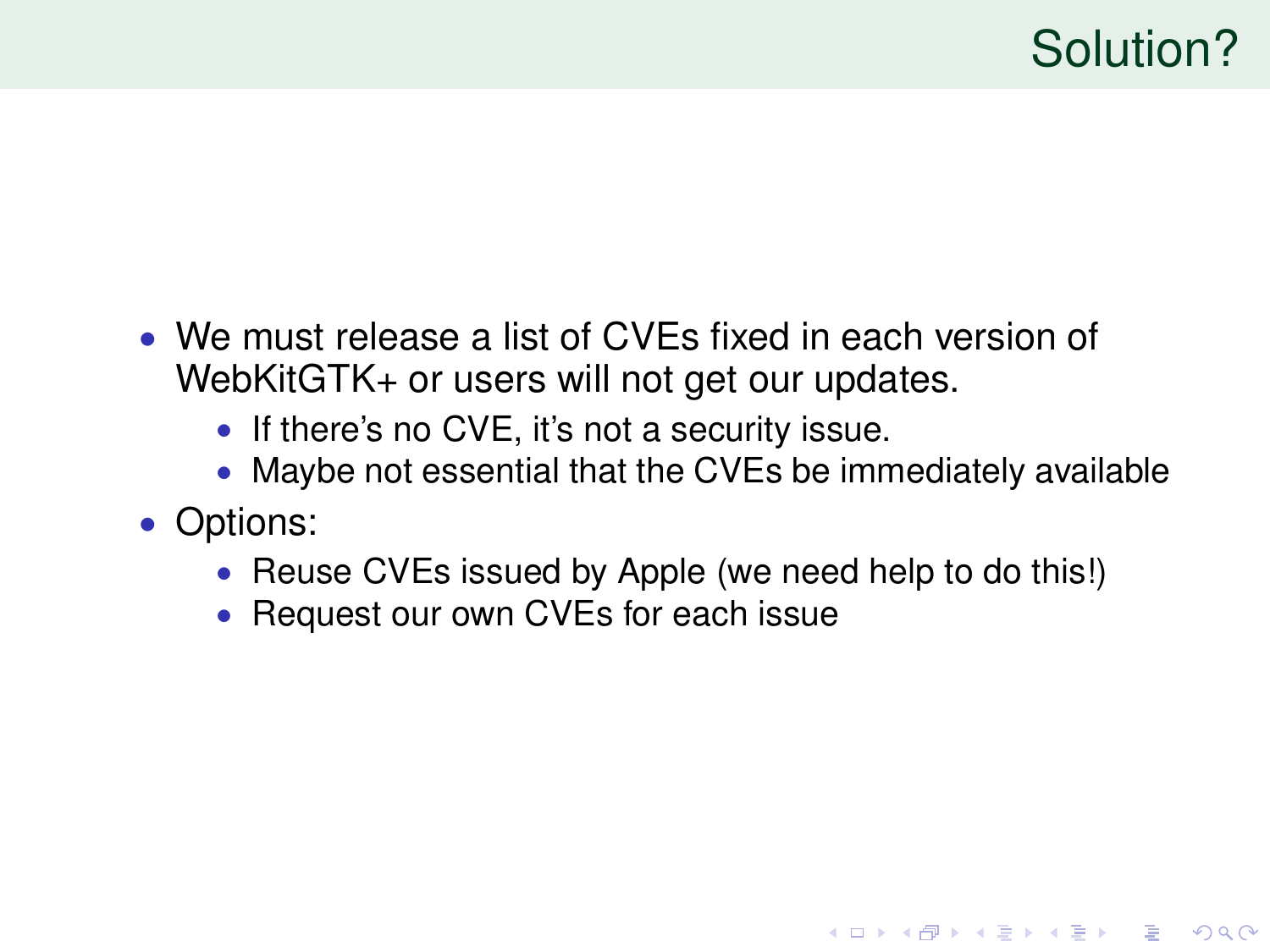# Solution?

- We must release a list of CVEs fixed in each version of WebKitGTK+ or users will not get our updates.
  - If there's no CVE, it's not a security issue.
  - Maybe not essential that the CVEs be immediately available
- Options:
  - Reuse CVEs issued by Apple (we need help to do this!)
  - Request our own CVEs for each issue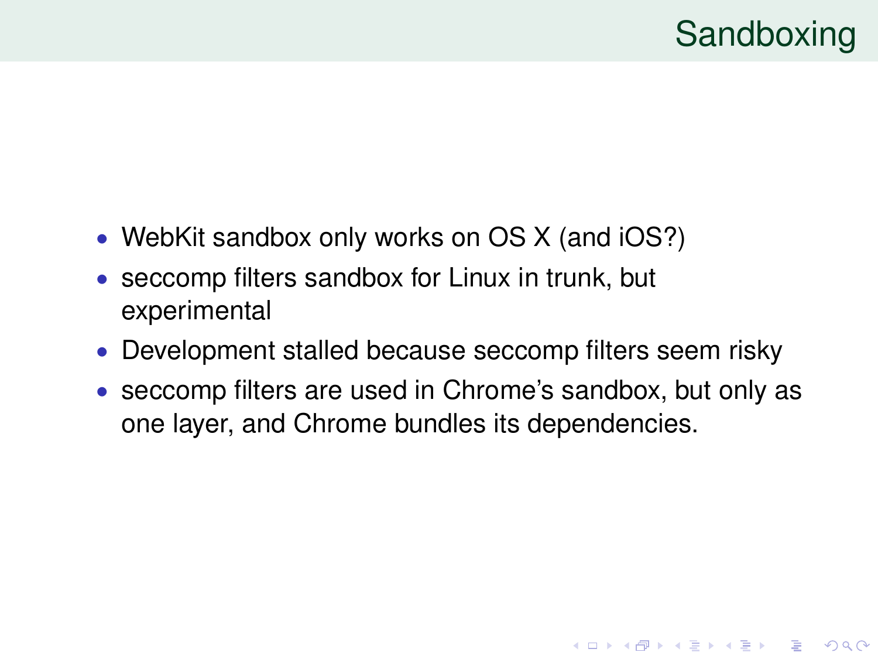# Sandboxing

- WebKit sandbox only works on OS X (and iOS?)
- seccomp filters sandbox for Linux in trunk, but experimental
- Development stalled because seccomp filters seem risky
- seccomp filters are used in Chrome's sandbox, but only as one layer, and Chrome bundles its dependencies.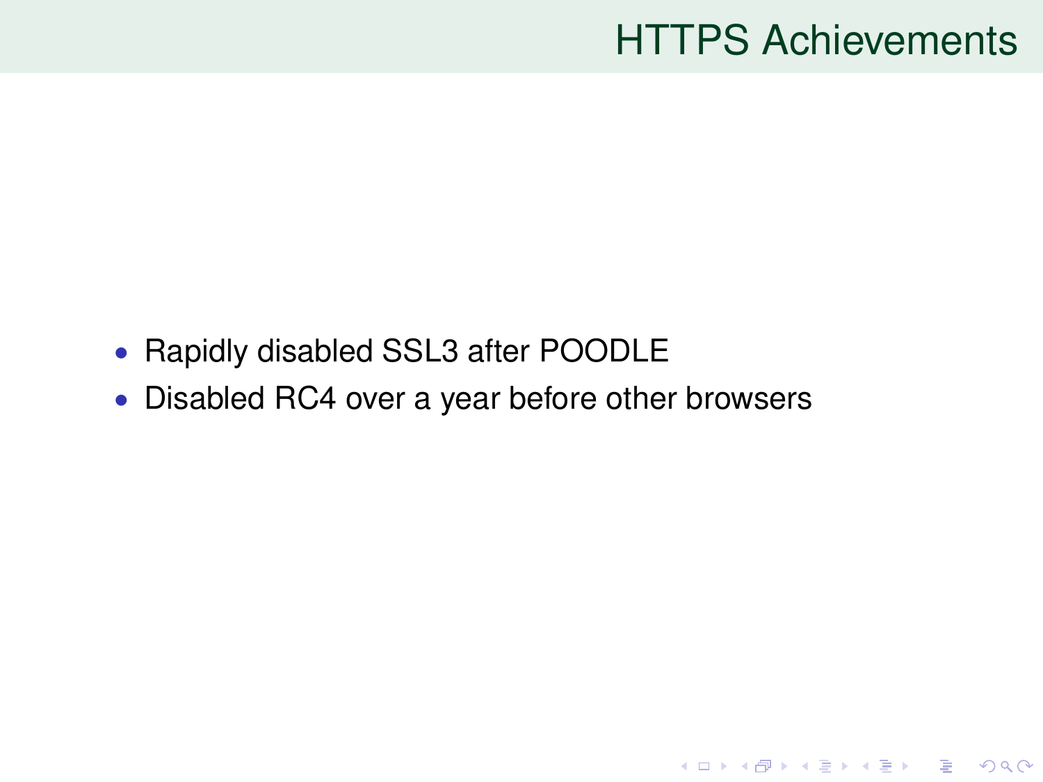# HTTPS Achievements

- Rapidly disabled SSL3 after POODLE
- Disabled RC4 over a year before other browsers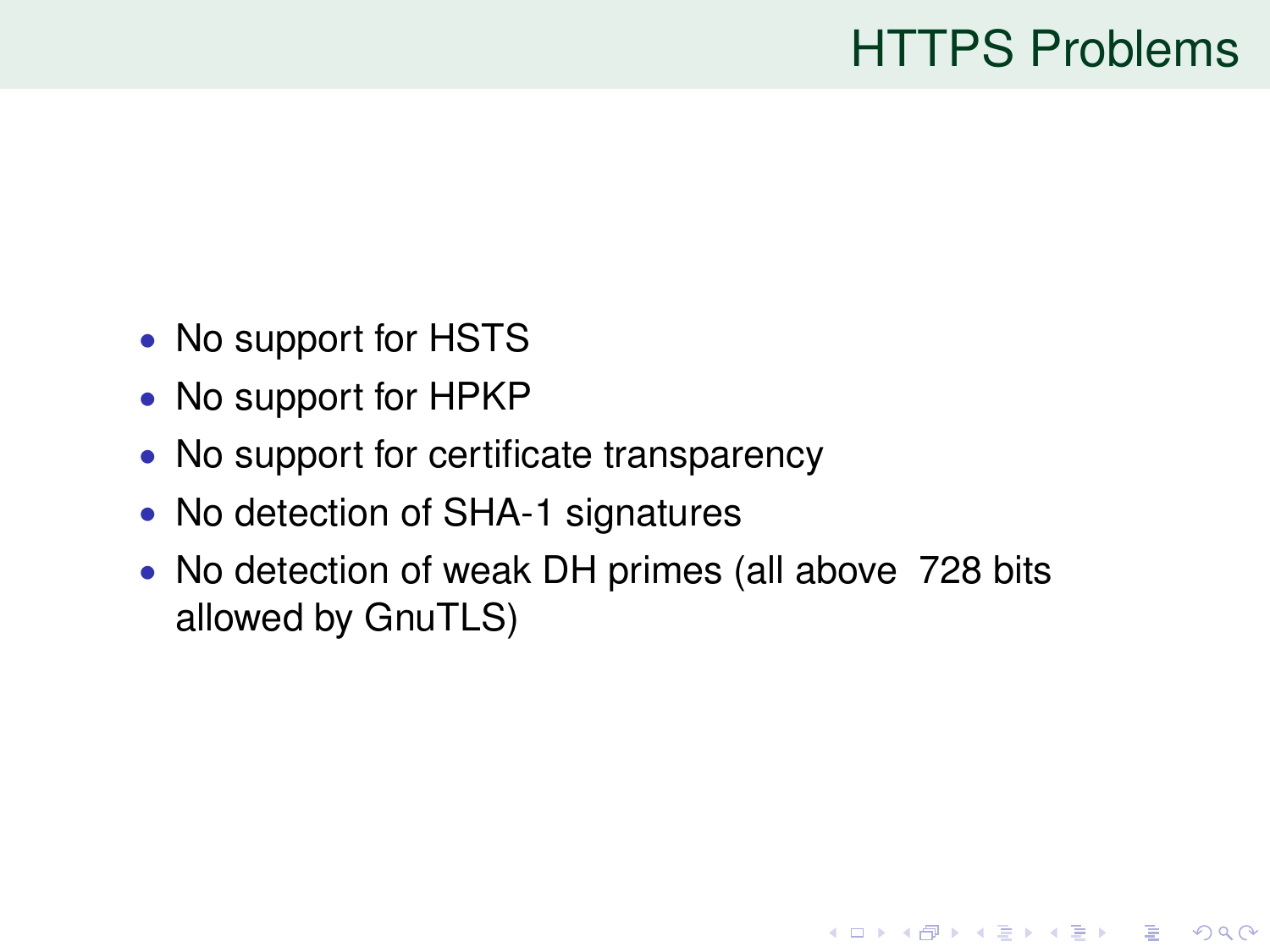# HTTPS Problems

- No support for HSTS
- No support for HPKP
- No support for certificate transparency
- No detection of SHA-1 signatures
- No detection of weak DH primes (all above 728 bits allowed by GnuTLS)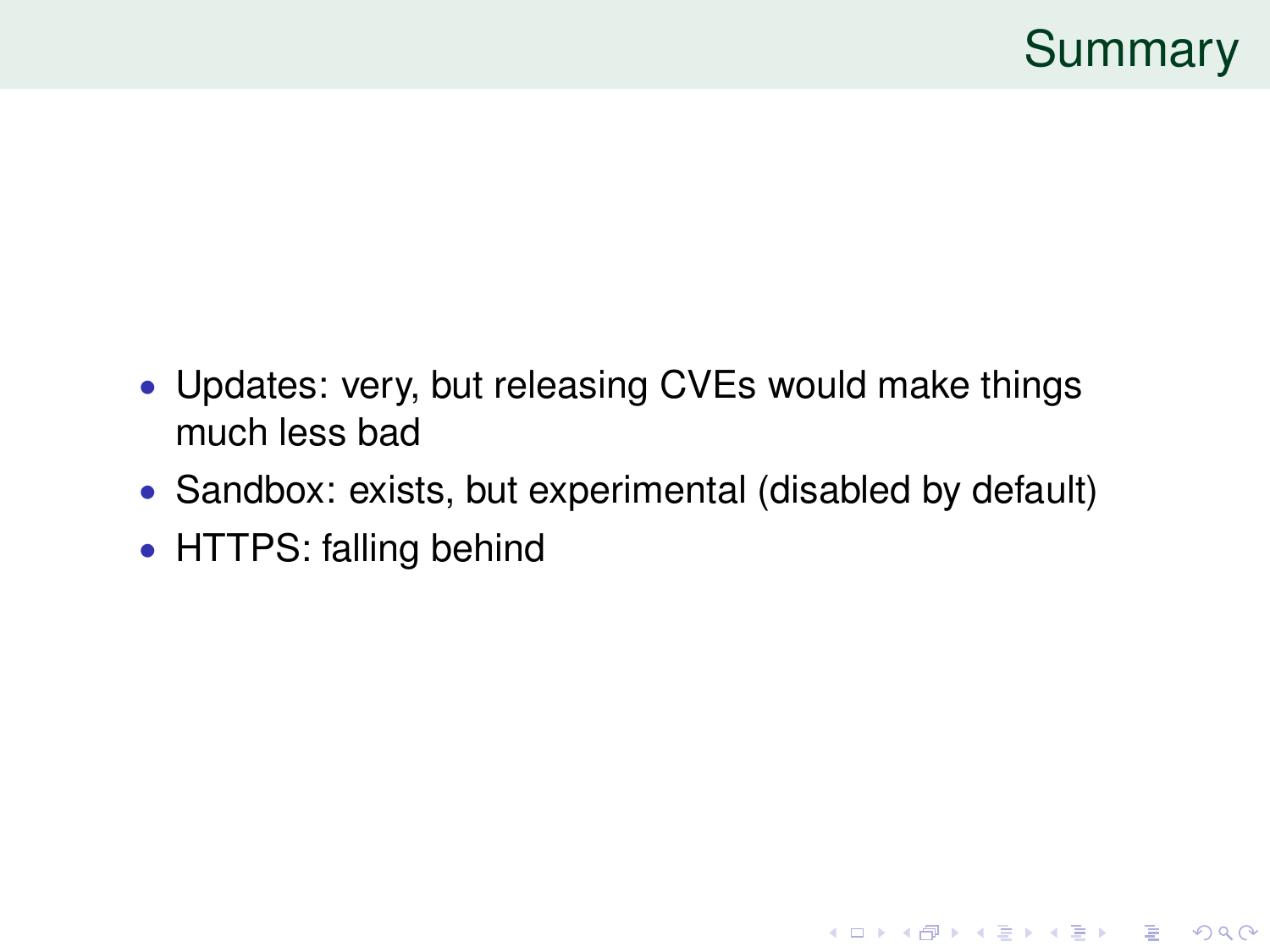# Summary

- Updates: very, but releasing CVEs would make things much less bad
- Sandbox: exists, but experimental (disabled by default)
- HTTPS: falling behind